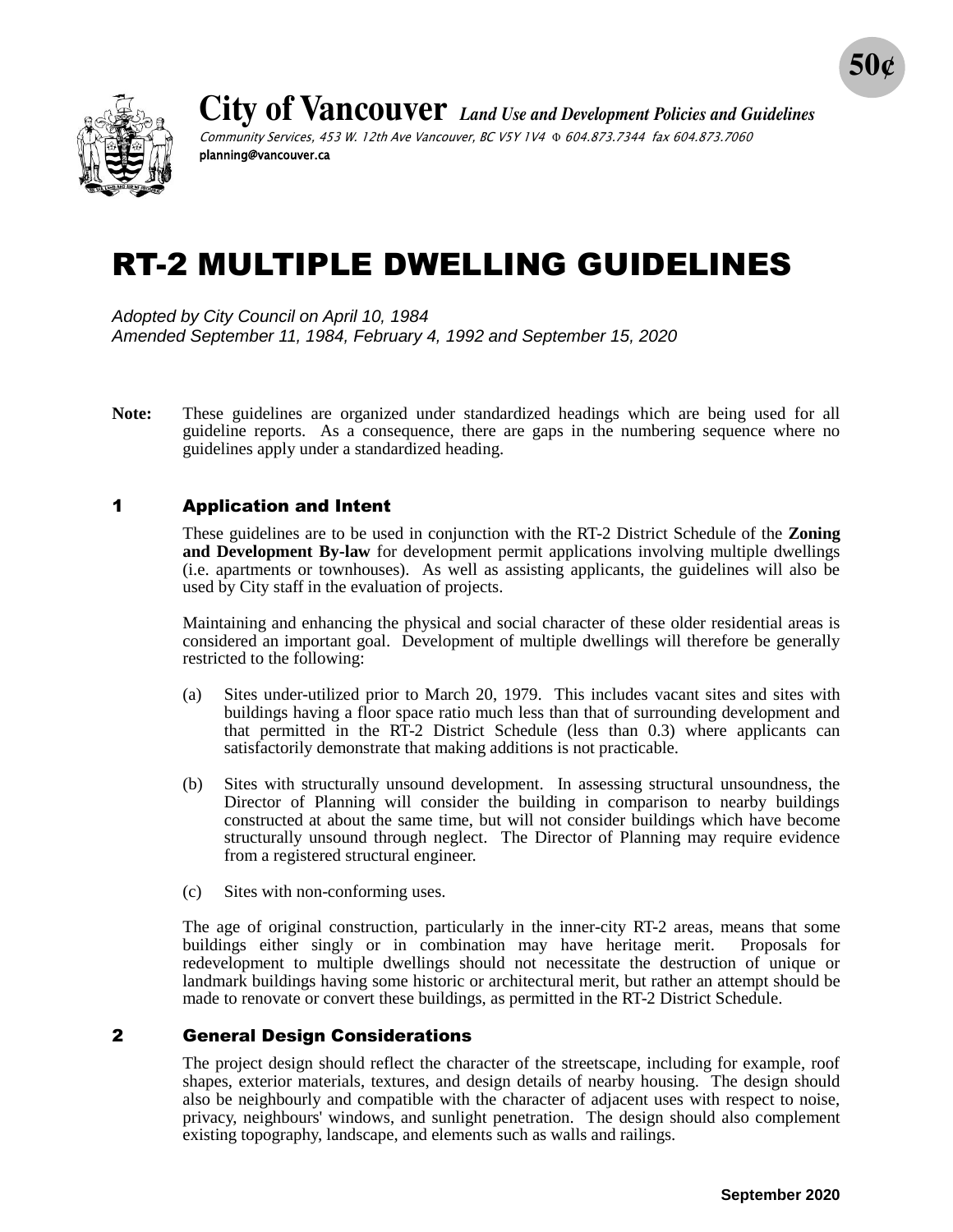50¢

**City of Vancouver** *Land Use and Development Policies and Guidelines*

*Community Services, 453 W. 12th Ave Vancouver, BC V5Y 1V4 ✆ 604.873.7344 fax 604.873.7060*
**planning@vancouver.ca**

# RT-2 MULTIPLE DWELLING GUIDELINES

*Adopted by City Council on April 10, 1984*
*Amended September 11, 1984, February 4, 1992 and September 15, 2020*

**Note:** These guidelines are organized under standardized headings which are being used for all guideline reports. As a consequence, there are gaps in the numbering sequence where no guidelines apply under a standardized heading.

## 1 Application and Intent

These guidelines are to be used in conjunction with the RT-2 District Schedule of the **Zoning and Development By-law** for development permit applications involving multiple dwellings (i.e. apartments or townhouses). As well as assisting applicants, the guidelines will also be used by City staff in the evaluation of projects.

Maintaining and enhancing the physical and social character of these older residential areas is considered an important goal. Development of multiple dwellings will therefore be generally restricted to the following:

(a) Sites under-utilized prior to March 20, 1979. This includes vacant sites and sites with buildings having a floor space ratio much less than that of surrounding development and that permitted in the RT-2 District Schedule (less than 0.3) where applicants can satisfactorily demonstrate that making additions is not practicable.

(b) Sites with structurally unsound development. In assessing structural unsoundness, the Director of Planning will consider the building in comparison to nearby buildings constructed at about the same time, but will not consider buildings which have become structurally unsound through neglect. The Director of Planning may require evidence from a registered structural engineer.

(c) Sites with non-conforming uses.

The age of original construction, particularly in the inner-city RT-2 areas, means that some buildings either singly or in combination may have heritage merit. Proposals for redevelopment to multiple dwellings should not necessitate the destruction of unique or landmark buildings having some historic or architectural merit, but rather an attempt should be made to renovate or convert these buildings, as permitted in the RT-2 District Schedule.

## 2 General Design Considerations

The project design should reflect the character of the streetscape, including for example, roof shapes, exterior materials, textures, and design details of nearby housing. The design should also be neighbourly and compatible with the character of adjacent uses with respect to noise, privacy, neighbours' windows, and sunlight penetration. The design should also complement existing topography, landscape, and elements such as walls and railings.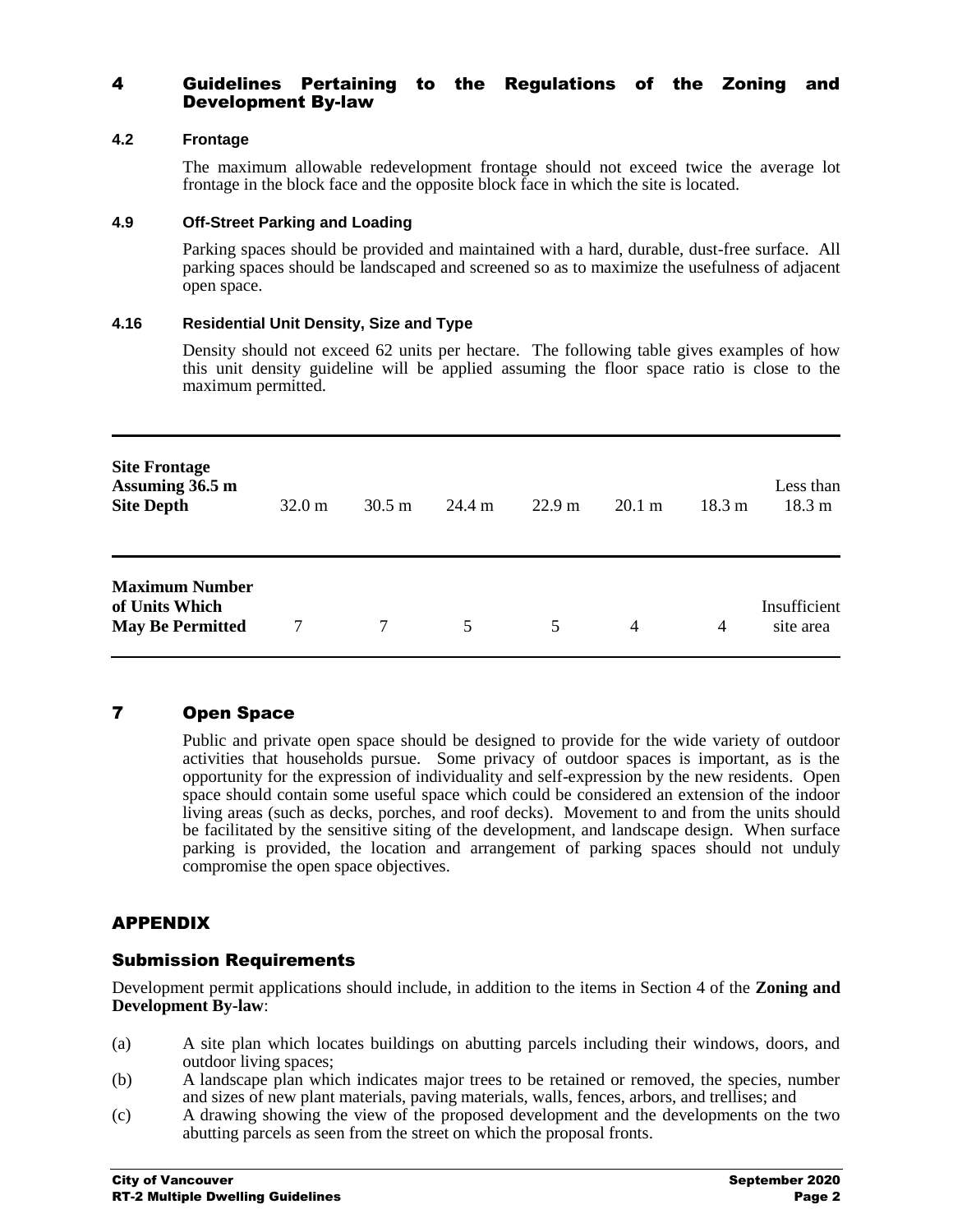# 4 Guidelines Pertaining to the Regulations of the Zoning and Development By-law

### 4.2 Frontage

The maximum allowable redevelopment frontage should not exceed twice the average lot frontage in the block face and the opposite block face in which the site is located.

### 4.9 Off-Street Parking and Loading

Parking spaces should be provided and maintained with a hard, durable, dust-free surface. All parking spaces should be landscaped and screened so as to maximize the usefulness of adjacent open space.

### 4.16 Residential Unit Density, Size and Type

Density should not exceed 62 units per hectare. The following table gives examples of how this unit density guideline will be applied assuming the floor space ratio is close to the maximum permitted.

| **Site Frontage Assuming 36.5 m Site Depth** | 32.0 m | 30.5 m | 24.4 m | 22.9 m | 20.1 m | 18.3 m | Less than 18.3 m |
|---|---|---|---|---|---|---|---|
| **Maximum Number of Units Which May Be Permitted** | 7 | 7 | 5 | 5 | 4 | 4 | Insufficient site area |

# 7 Open Space

Public and private open space should be designed to provide for the wide variety of outdoor activities that households pursue. Some privacy of outdoor spaces is important, as is the opportunity for the expression of individuality and self-expression by the new residents. Open space should contain some useful space which could be considered an extension of the indoor living areas (such as decks, porches, and roof decks). Movement to and from the units should be facilitated by the sensitive siting of the development, and landscape design. When surface parking is provided, the location and arrangement of parking spaces should not unduly compromise the open space objectives.

# APPENDIX

## Submission Requirements

Development permit applications should include, in addition to the items in Section 4 of the **Zoning and Development By-law**:

(a) A site plan which locates buildings on abutting parcels including their windows, doors, and outdoor living spaces;

(b) A landscape plan which indicates major trees to be retained or removed, the species, number and sizes of new plant materials, paving materials, walls, fences, arbors, and trellises; and

(c) A drawing showing the view of the proposed development and the developments on the two abutting parcels as seen from the street on which the proposal fronts.